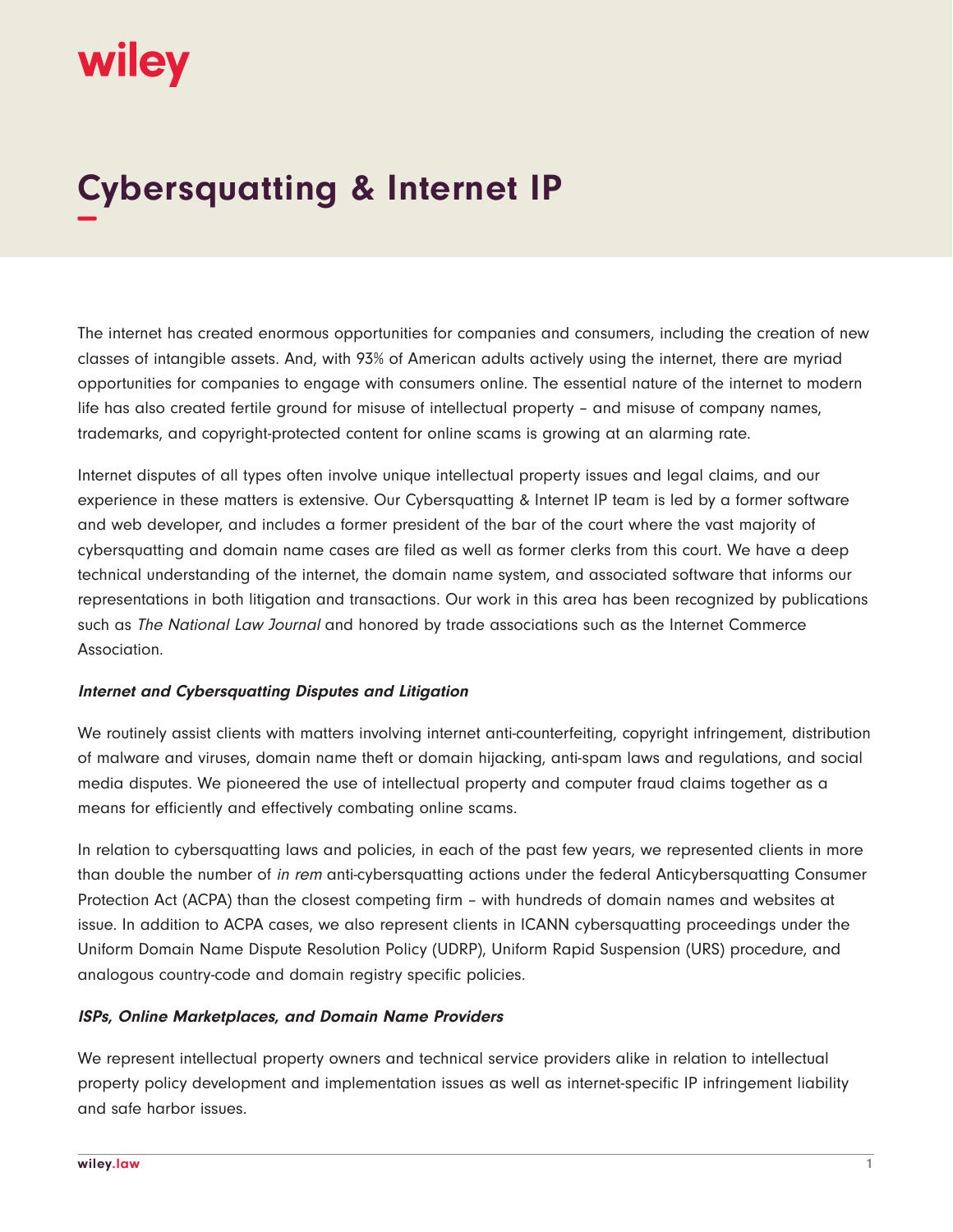# Cybersquatting & Internet IP

The internet has created enormous opportunities for companies and consumers, including the creation of new classes of intangible assets. And, with 93% of American adults actively using the internet, there are myriad opportunities for companies to engage with consumers online. The essential nature of the internet to modern life has also created fertile ground for misuse of intellectual property – and misuse of company names, trademarks, and copyright-protected content for online scams is growing at an alarming rate.

Internet disputes of all types often involve unique intellectual property issues and legal claims, and our experience in these matters is extensive. Our Cybersquatting & Internet IP team is led by a former software and web developer, and includes a former president of the bar of the court where the vast majority of cybersquatting and domain name cases are filed as well as former clerks from this court. We have a deep technical understanding of the internet, the domain name system, and associated software that informs our representations in both litigation and transactions. Our work in this area has been recognized by publications such as *The National Law Journal* and honored by trade associations such as the Internet Commerce Association.

***Internet and Cybersquatting Disputes and Litigation***

We routinely assist clients with matters involving internet anti-counterfeiting, copyright infringement, distribution of malware and viruses, domain name theft or domain hijacking, anti-spam laws and regulations, and social media disputes. We pioneered the use of intellectual property and computer fraud claims together as a means for efficiently and effectively combating online scams.

In relation to cybersquatting laws and policies, in each of the past few years, we represented clients in more than double the number of *in rem* anti-cybersquatting actions under the federal Anticybersquatting Consumer Protection Act (ACPA) than the closest competing firm – with hundreds of domain names and websites at issue. In addition to ACPA cases, we also represent clients in ICANN cybersquatting proceedings under the Uniform Domain Name Dispute Resolution Policy (UDRP), Uniform Rapid Suspension (URS) procedure, and analogous country-code and domain registry specific policies.

***ISPs, Online Marketplaces, and Domain Name Providers***

We represent intellectual property owners and technical service providers alike in relation to intellectual property policy development and implementation issues as well as internet-specific IP infringement liability and safe harbor issues.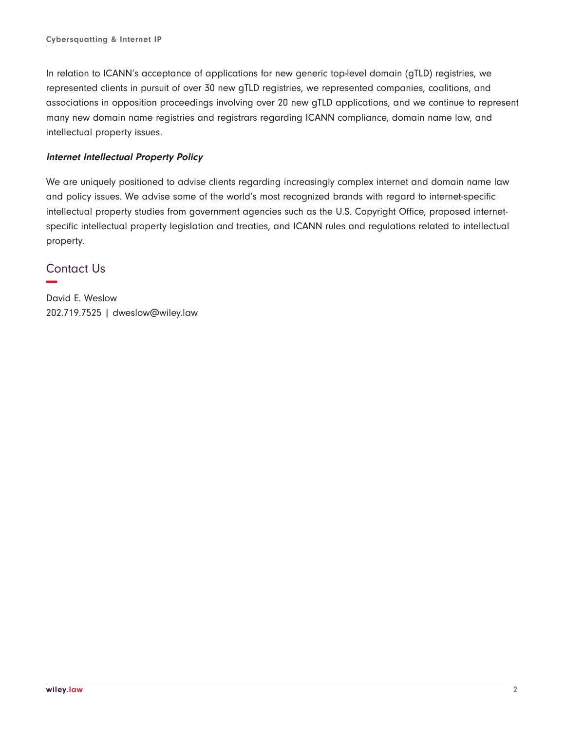In relation to ICANN's acceptance of applications for new generic top-level domain (gTLD) registries, we represented clients in pursuit of over 30 new gTLD registries, we represented companies, coalitions, and associations in opposition proceedings involving over 20 new gTLD applications, and we continue to represent many new domain name registries and registrars regarding ICANN compliance, domain name law, and intellectual property issues.

***Internet Intellectual Property Policy***

We are uniquely positioned to advise clients regarding increasingly complex internet and domain name law and policy issues. We advise some of the world's most recognized brands with regard to internet-specific intellectual property studies from government agencies such as the U.S. Copyright Office, proposed internet-specific intellectual property legislation and treaties, and ICANN rules and regulations related to intellectual property.

## Contact Us

David E. Weslow
202.719.7525 | dweslow@wiley.law